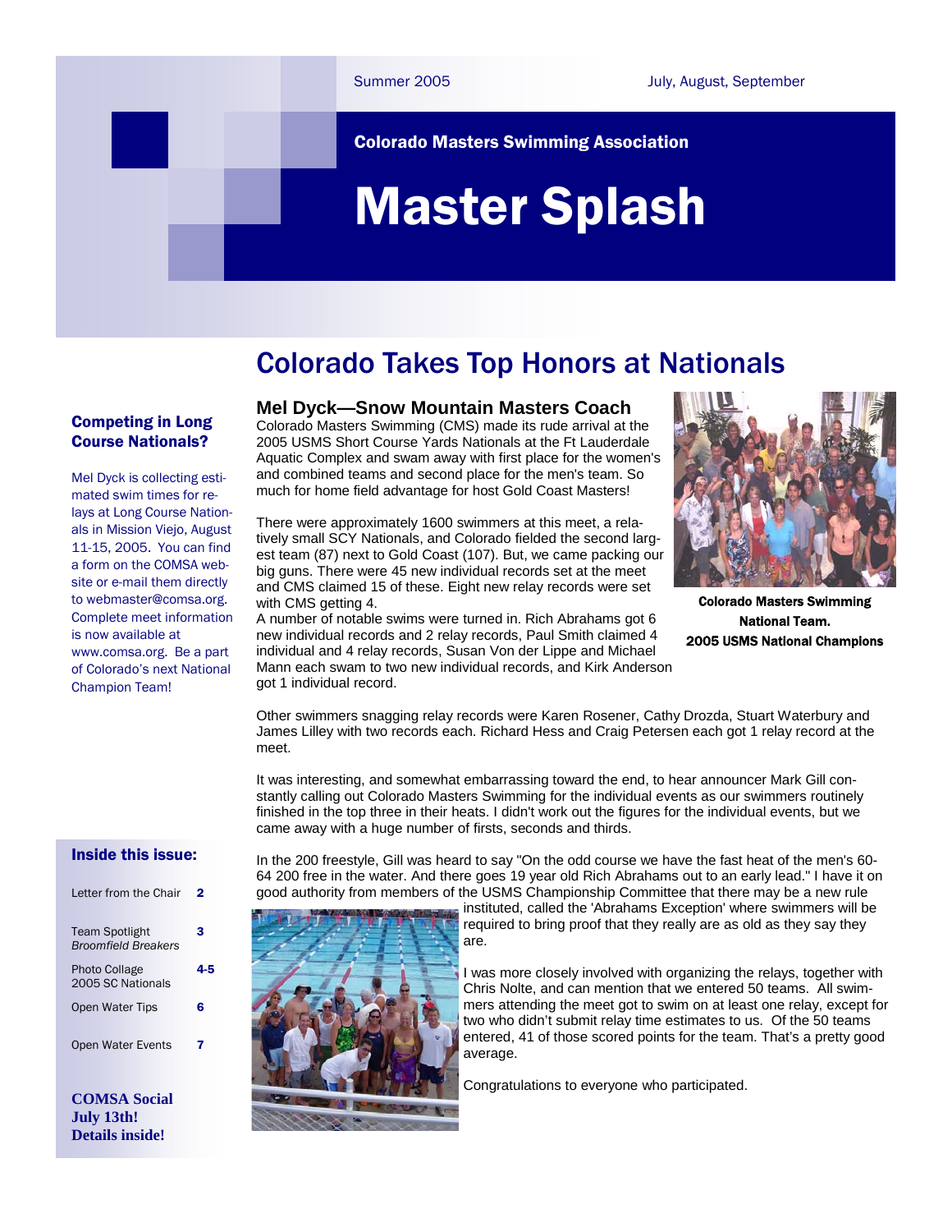Summer 2005 — July, August, September

**Colorado Masters Swimming Association**

# Master Splash

## Colorado Takes Top Honors at Nationals

### Mel Dyck—Snow Mountain Masters Coach

Colorado Masters Swimming (CMS) made its rude arrival at the 2005 USMS Short Course Yards Nationals at the Ft Lauderdale Aquatic Complex and swam away with first place for the women's and combined teams and second place for the men's team. So much for home field advantage for host Gold Coast Masters!

There were approximately 1600 swimmers at this meet, a relatively small SCY Nationals, and Colorado fielded the second largest team (87) next to Gold Coast (107). But, we came packing our big guns. There were 45 new individual records set at the meet and CMS claimed 15 of these. Eight new relay records were set with CMS getting 4.

A number of notable swims were turned in. Rich Abrahams got 6 new individual records and 2 relay records, Paul Smith claimed 4 individual and 4 relay records, Susan Von der Lippe and Michael Mann each swam to two new individual records, and Kirk Anderson got 1 individual record.

**Colorado Masters Swimming National Team. 2005 USMS National Champions**

Other swimmers snagging relay records were Karen Rosener, Cathy Drozda, Stuart Waterbury and James Lilley with two records each. Richard Hess and Craig Petersen each got 1 relay record at the meet.

It was interesting, and somewhat embarrassing toward the end, to hear announcer Mark Gill constantly calling out Colorado Masters Swimming for the individual events as our swimmers routinely finished in the top three in their heats. I didn't work out the figures for the individual events, but we came away with a huge number of firsts, seconds and thirds.

In the 200 freestyle, Gill was heard to say "On the odd course we have the fast heat of the men's 60-64 200 free in the water. And there goes 19 year old Rich Abrahams out to an early lead." I have it on good authority from members of the USMS Championship Committee that there may be a new rule instituted, called the 'Abrahams Exception' where swimmers will be required to bring proof that they really are as old as they say they are.

I was more closely involved with organizing the relays, together with Chris Nolte, and can mention that we entered 50 teams. All swimmers attending the meet got to swim on at least one relay, except for two who didn't submit relay time estimates to us. Of the 50 teams entered, 41 of those scored points for the team. That's a pretty good average.

Congratulations to everyone who participated.

### Competing in Long Course Nationals?

Mel Dyck is collecting estimated swim times for relays at Long Course Nationals in Mission Viejo, August 11-15, 2005. You can find a form on the COMSA website or e-mail them directly to webmaster@comsa.org. Complete meet information is now available at www.comsa.org. Be a part of Colorado's next National Champion Team!

### Inside this issue:

| | |
|---|---|
| Letter from the Chair | 2 |
| Team Spotlight *Broomfield Breakers* | 3 |
| Photo Collage 2005 SC Nationals | 4-5 |
| Open Water Tips | 6 |
| Open Water Events | 7 |

**COMSA Social July 13th! Details inside!**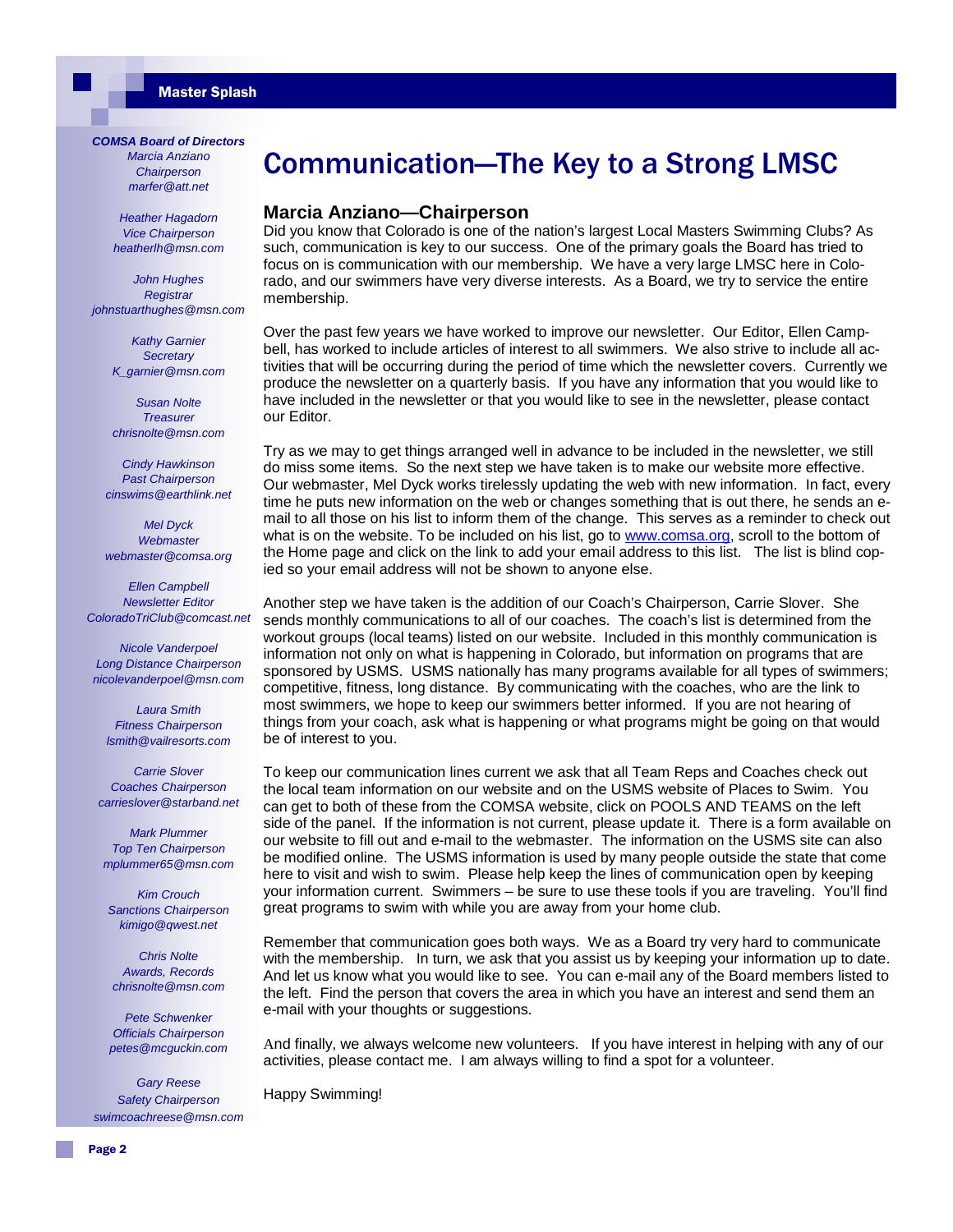**COMSA Board of Directors**

*Marcia Anziano*
*Chairperson*
*marfer@att.net*

*Heather Hagadorn*
*Vice Chairperson*
*heatherlh@msn.com*

*John Hughes*
*Registrar*
*johnstuarthughes@msn.com*

*Kathy Garnier*
*Secretary*
*K_garnier@msn.com*

*Susan Nolte*
*Treasurer*
*chrisnolte@msn.com*

*Cindy Hawkinson*
*Past Chairperson*
*cinswims@earthlink.net*

*Mel Dyck*
*Webmaster*
*webmaster@comsa.org*

*Ellen Campbell*
*Newsletter Editor*
*ColoradoTriClub@comcast.net*

*Nicole Vanderpoel*
*Long Distance Chairperson*
*nicolevanderpoel@msn.com*

*Laura Smith*
*Fitness Chairperson*
*lsmith@vailresorts.com*

*Carrie Slover*
*Coaches Chairperson*
*carrieslover@starband.net*

*Mark Plummer*
*Top Ten Chairperson*
*mplummer65@msn.com*

*Kim Crouch*
*Sanctions Chairperson*
*kimigo@qwest.net*

*Chris Nolte*
*Awards, Records*
*chrisnolte@msn.com*

*Pete Schwenker*
*Officials Chairperson*
*petes@mcguckin.com*

*Gary Reese*
*Safety Chairperson*
*swimcoachreese@msn.com*

# Communication—The Key to a Strong LMSC

## Marcia Anziano—Chairperson

Did you know that Colorado is one of the nation's largest Local Masters Swimming Clubs? As such, communication is key to our success. One of the primary goals the Board has tried to focus on is communication with our membership. We have a very large LMSC here in Colorado, and our swimmers have very diverse interests. As a Board, we try to service the entire membership.

Over the past few years we have worked to improve our newsletter. Our Editor, Ellen Campbell, has worked to include articles of interest to all swimmers. We also strive to include all activities that will be occurring during the period of time which the newsletter covers. Currently we produce the newsletter on a quarterly basis. If you have any information that you would like to have included in the newsletter or that you would like to see in the newsletter, please contact our Editor.

Try as we may to get things arranged well in advance to be included in the newsletter, we still do miss some items. So the next step we have taken is to make our website more effective. Our webmaster, Mel Dyck works tirelessly updating the web with new information. In fact, every time he puts new information on the web or changes something that is out there, he sends an e-mail to all those on his list to inform them of the change. This serves as a reminder to check out what is on the website. To be included on his list, go to www.comsa.org, scroll to the bottom of the Home page and click on the link to add your email address to this list. The list is blind copied so your email address will not be shown to anyone else.

Another step we have taken is the addition of our Coach's Chairperson, Carrie Slover. She sends monthly communications to all of our coaches. The coach's list is determined from the workout groups (local teams) listed on our website. Included in this monthly communication is information not only on what is happening in Colorado, but information on programs that are sponsored by USMS. USMS nationally has many programs available for all types of swimmers; competitive, fitness, long distance. By communicating with the coaches, who are the link to most swimmers, we hope to keep our swimmers better informed. If you are not hearing of things from your coach, ask what is happening or what programs might be going on that would be of interest to you.

To keep our communication lines current we ask that all Team Reps and Coaches check out the local team information on our website and on the USMS website of Places to Swim. You can get to both of these from the COMSA website, click on POOLS AND TEAMS on the left side of the panel. If the information is not current, please update it. There is a form available on our website to fill out and e-mail to the webmaster. The information on the USMS site can also be modified online. The USMS information is used by many people outside the state that come here to visit and wish to swim. Please help keep the lines of communication open by keeping your information current. Swimmers – be sure to use these tools if you are traveling. You'll find great programs to swim with while you are away from your home club.

Remember that communication goes both ways. We as a Board try very hard to communicate with the membership. In turn, we ask that you assist us by keeping your information up to date. And let us know what you would like to see. You can e-mail any of the Board members listed to the left. Find the person that covers the area in which you have an interest and send them an e-mail with your thoughts or suggestions.

And finally, we always welcome new volunteers. If you have interest in helping with any of our activities, please contact me. I am always willing to find a spot for a volunteer.

Happy Swimming!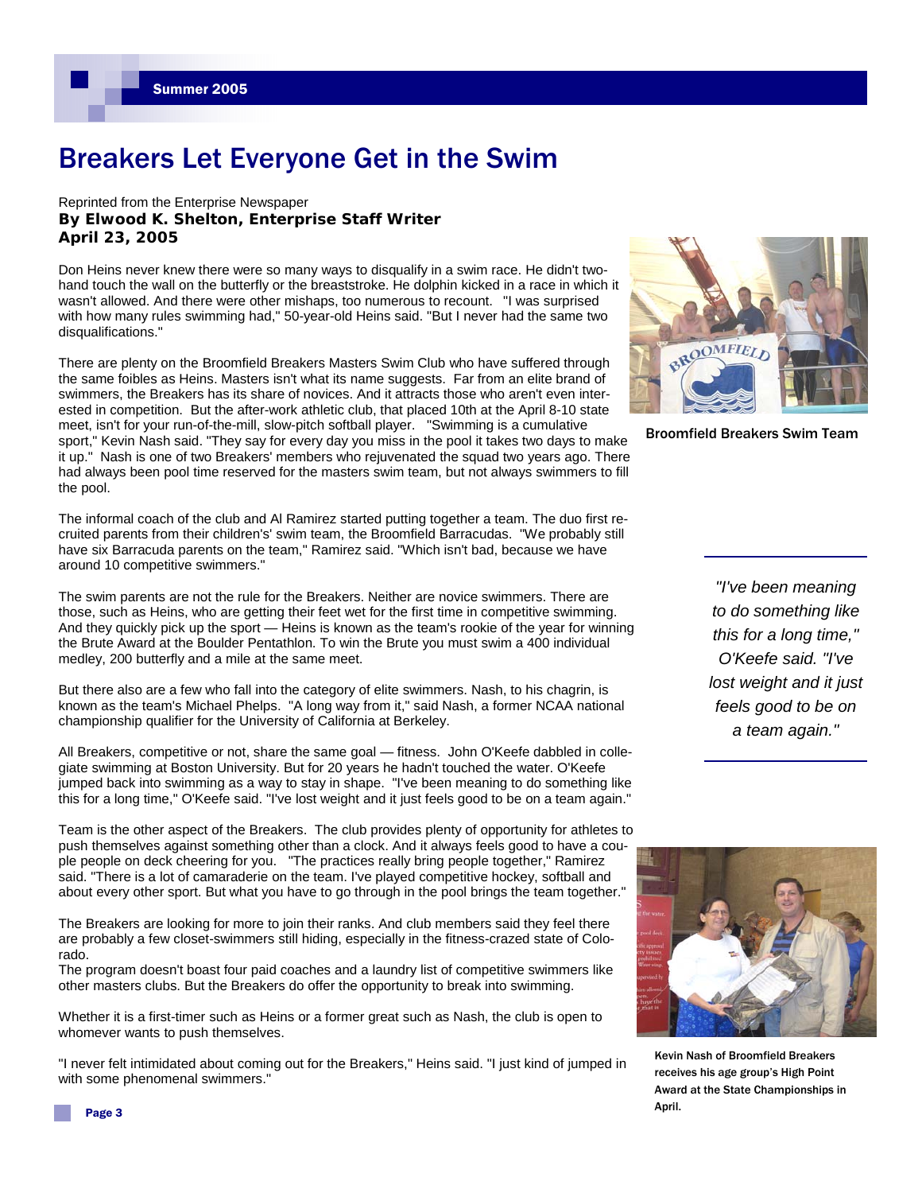# Breakers Let Everyone Get in the Swim

Reprinted from the Enterprise Newspaper
**By Elwood K. Shelton, Enterprise Staff Writer**
**April 23, 2005**

Don Heins never knew there were so many ways to disqualify in a swim race. He didn't two-hand touch the wall on the butterfly or the breaststroke. He dolphin kicked in a race in which it wasn't allowed. And there were other mishaps, too numerous to recount. "I was surprised with how many rules swimming had," 50-year-old Heins said. "But I never had the same two disqualifications."

There are plenty on the Broomfield Breakers Masters Swim Club who have suffered through the same foibles as Heins. Masters isn't what its name suggests. Far from an elite brand of swimmers, the Breakers has its share of novices. And it attracts those who aren't even interested in competition. But the after-work athletic club, that placed 10th at the April 8-10 state meet, isn't for your run-of-the-mill, slow-pitch softball player. "Swimming is a cumulative sport," Kevin Nash said. "They say for every day you miss in the pool it takes two days to make it up." Nash is one of two Breakers' members who rejuvenated the squad two years ago. There had always been pool time reserved for the masters swim team, but not always swimmers to fill the pool.

Broomfield Breakers Swim Team

The informal coach of the club and Al Ramirez started putting together a team. The duo first recruited parents from their children's' swim team, the Broomfield Barracudas. "We probably still have six Barracuda parents on the team," Ramirez said. "Which isn't bad, because we have around 10 competitive swimmers."

The swim parents are not the rule for the Breakers. Neither are novice swimmers. There are those, such as Heins, who are getting their feet wet for the first time in competitive swimming. And they quickly pick up the sport — Heins is known as the team's rookie of the year for winning the Brute Award at the Boulder Pentathlon. To win the Brute you must swim a 400 individual medley, 200 butterfly and a mile at the same meet.

But there also are a few who fall into the category of elite swimmers. Nash, to his chagrin, is known as the team's Michael Phelps. "A long way from it," said Nash, a former NCAA national championship qualifier for the University of California at Berkeley.

All Breakers, competitive or not, share the same goal — fitness. John O'Keefe dabbled in collegiate swimming at Boston University. But for 20 years he hadn't touched the water. O'Keefe jumped back into swimming as a way to stay in shape. "I've been meaning to do something like this for a long time," O'Keefe said. "I've lost weight and it just feels good to be on a team again."

> *"I've been meaning to do something like this for a long time," O'Keefe said. "I've lost weight and it just feels good to be on a team again."*

Team is the other aspect of the Breakers. The club provides plenty of opportunity for athletes to push themselves against something other than a clock. And it always feels good to have a couple people on deck cheering for you. "The practices really bring people together," Ramirez said. "There is a lot of camaraderie on the team. I've played competitive hockey, softball and about every other sport. But what you have to go through in the pool brings the team together."

The Breakers are looking for more to join their ranks. And club members said they feel there are probably a few closet-swimmers still hiding, especially in the fitness-crazed state of Colorado.

The program doesn't boast four paid coaches and a laundry list of competitive swimmers like other masters clubs. But the Breakers do offer the opportunity to break into swimming.

Whether it is a first-timer such as Heins or a former great such as Nash, the club is open to whomever wants to push themselves.

"I never felt intimidated about coming out for the Breakers," Heins said. "I just kind of jumped in with some phenomenal swimmers."

Kevin Nash of Broomfield Breakers receives his age group's High Point Award at the State Championships in April.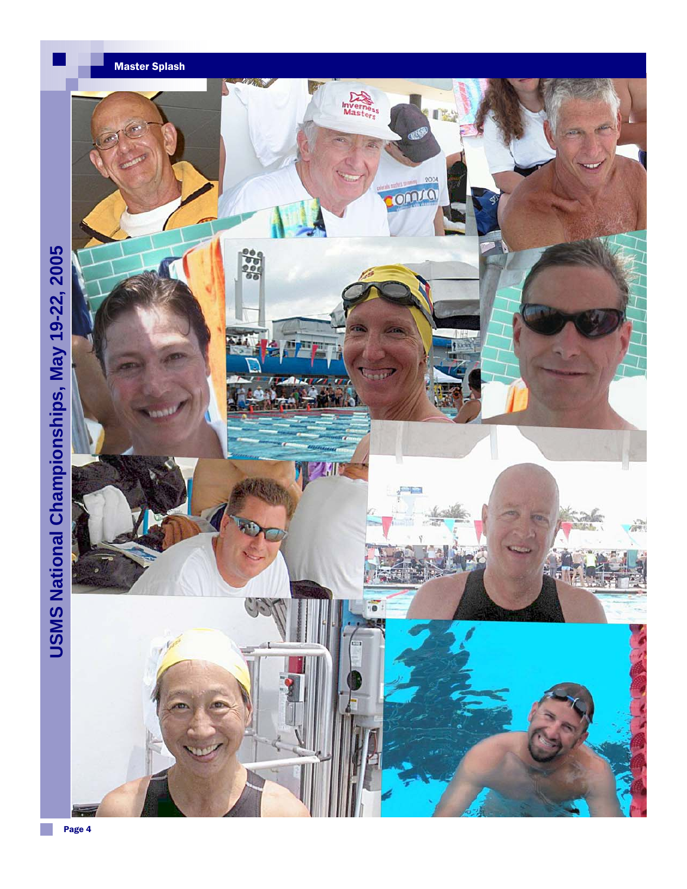USMS National Championships, May 19-22, 2005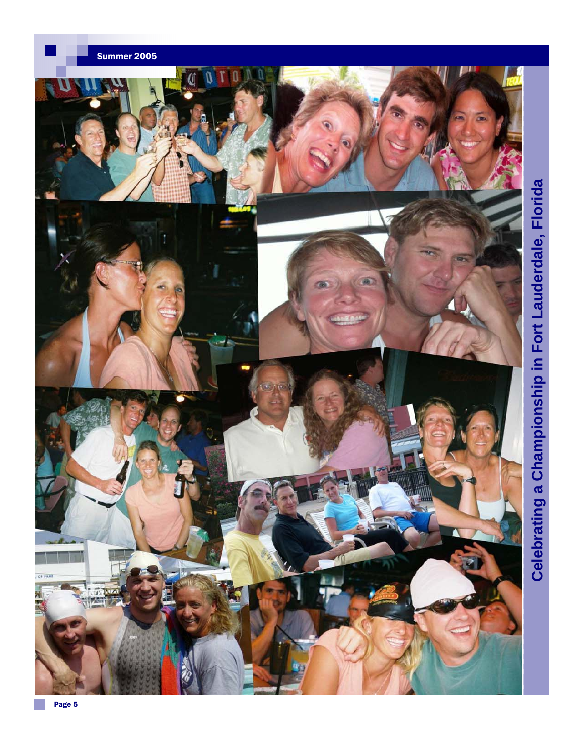# Celebrating a Championship in Fort Lauderdale, Florida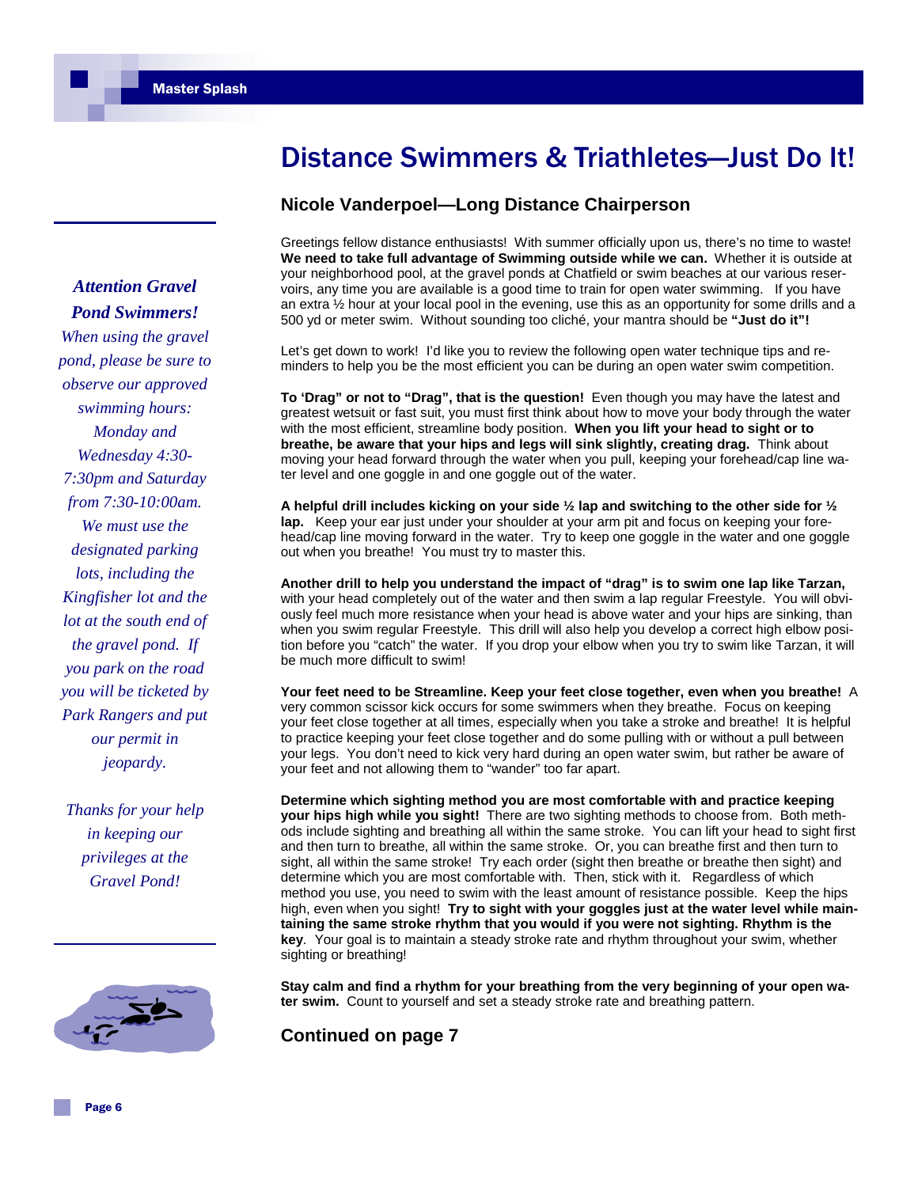# Distance Swimmers & Triathletes—Just Do It!

## Nicole Vanderpoel—Long Distance Chairperson

Greetings fellow distance enthusiasts! With summer officially upon us, there's no time to waste! **We need to take full advantage of Swimming outside while we can.** Whether it is outside at your neighborhood pool, at the gravel ponds at Chatfield or swim beaches at our various reservoirs, any time you are available is a good time to train for open water swimming. If you have an extra ½ hour at your local pool in the evening, use this as an opportunity for some drills and a 500 yd or meter swim. Without sounding too cliché, your mantra should be **"Just do it"!**

Let's get down to work! I'd like you to review the following open water technique tips and reminders to help you be the most efficient you can be during an open water swim competition.

**To 'Drag" or not to "Drag", that is the question!** Even though you may have the latest and greatest wetsuit or fast suit, you must first think about how to move your body through the water with the most efficient, streamline body position. **When you lift your head to sight or to breathe, be aware that your hips and legs will sink slightly, creating drag.** Think about moving your head forward through the water when you pull, keeping your forehead/cap line water level and one goggle in and one goggle out of the water.

**A helpful drill includes kicking on your side ½ lap and switching to the other side for ½ lap.** Keep your ear just under your shoulder at your arm pit and focus on keeping your forehead/cap line moving forward in the water. Try to keep one goggle in the water and one goggle out when you breathe! You must try to master this.

**Another drill to help you understand the impact of "drag" is to swim one lap like Tarzan,** with your head completely out of the water and then swim a lap regular Freestyle. You will obviously feel much more resistance when your head is above water and your hips are sinking, than when you swim regular Freestyle. This drill will also help you develop a correct high elbow position before you "catch" the water. If you drop your elbow when you try to swim like Tarzan, it will be much more difficult to swim!

**Your feet need to be Streamline. Keep your feet close together, even when you breathe!** A very common scissor kick occurs for some swimmers when they breathe. Focus on keeping your feet close together at all times, especially when you take a stroke and breathe! It is helpful to practice keeping your feet close together and do some pulling with or without a pull between your legs. You don't need to kick very hard during an open water swim, but rather be aware of your feet and not allowing them to "wander" too far apart.

**Determine which sighting method you are most comfortable with and practice keeping your hips high while you sight!** There are two sighting methods to choose from. Both methods include sighting and breathing all within the same stroke. You can lift your head to sight first and then turn to breathe, all within the same stroke. Or, you can breathe first and then turn to sight, all within the same stroke! Try each order (sight then breathe or breathe then sight) and determine which you are most comfortable with. Then, stick with it. Regardless of which method you use, you need to swim with the least amount of resistance possible. Keep the hips high, even when you sight! **Try to sight with your goggles just at the water level while maintaining the same stroke rhythm that you would if you were not sighting. Rhythm is the key**. Your goal is to maintain a steady stroke rate and rhythm throughout your swim, whether sighting or breathing!

**Stay calm and find a rhythm for your breathing from the very beginning of your open water swim.** Count to yourself and set a steady stroke rate and breathing pattern.

### Continued on page 7

---

***Attention Gravel Pond Swimmers!***

*When using the gravel pond, please be sure to observe our approved swimming hours: Monday and Wednesday 4:30-7:30pm and Saturday from 7:30-10:00am. We must use the designated parking lots, including the Kingfisher lot and the lot at the south end of the gravel pond. If you park on the road you will be ticketed by Park Rangers and put our permit in jeopardy.*

*Thanks for your help in keeping our privileges at the Gravel Pond!*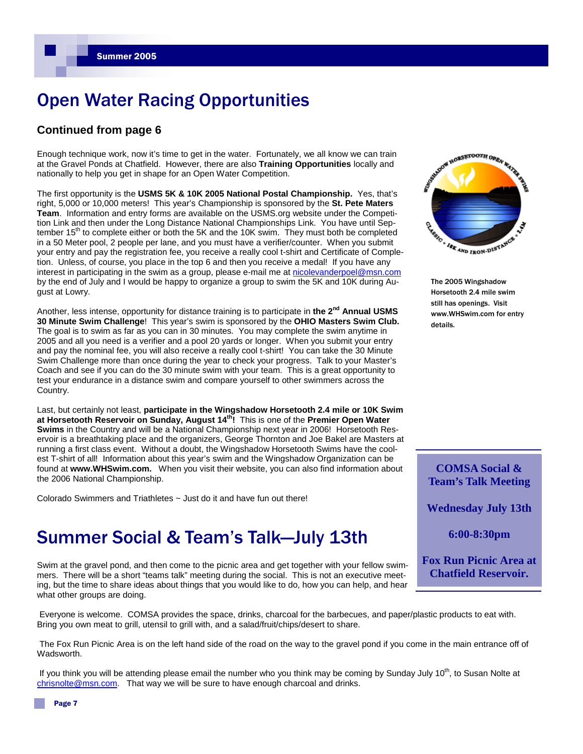# Open Water Racing Opportunities

### Continued from page 6

Enough technique work, now it's time to get in the water. Fortunately, we all know we can train at the Gravel Ponds at Chatfield. However, there are also **Training Opportunities** locally and nationally to help you get in shape for an Open Water Competition.

The first opportunity is the **USMS 5K & 10K 2005 National Postal Championship.** Yes, that's right, 5,000 or 10,000 meters! This year's Championship is sponsored by the **St. Pete Maters Team**. Information and entry forms are available on the USMS.org website under the Competition Link and then under the Long Distance National Championships Link. You have until September 15th to complete either or both the 5K and the 10K swim. They must both be completed in a 50 Meter pool, 2 people per lane, and you must have a verifier/counter. When you submit your entry and pay the registration fee, you receive a really cool t-shirt and Certificate of Completion. Unless, of course, you place in the top 6 and then you receive a medal! If you have any interest in participating in the swim as a group, please e-mail me at nicolevanderpoel@msn.com by the end of July and I would be happy to organize a group to swim the 5K and 10K during August at Lowry.

Another, less intense, opportunity for distance training is to participate in **the 2nd Annual USMS 30 Minute Swim Challenge**! This year's swim is sponsored by the **OHIO Masters Swim Club.** The goal is to swim as far as you can in 30 minutes. You may complete the swim anytime in 2005 and all you need is a verifier and a pool 20 yards or longer. When you submit your entry and pay the nominal fee, you will also receive a really cool t-shirt! You can take the 30 Minute Swim Challenge more than once during the year to check your progress. Talk to your Master's Coach and see if you can do the 30 minute swim with your team. This is a great opportunity to test your endurance in a distance swim and compare yourself to other swimmers across the Country.

Last, but certainly not least, **participate in the Wingshadow Horsetooth 2.4 mile or 10K Swim at Horsetooth Reservoir on Sunday, August 14th!** This is one of the **Premier Open Water Swims** in the Country and will be a National Championship next year in 2006! Horsetooth Reservoir is a breathtaking place and the organizers, George Thornton and Joe Bakel are Masters at running a first class event. Without a doubt, the Wingshadow Horsetooth Swims have the coolest T-shirt of all! Information about this year's swim and the Wingshadow Organization can be found at **www.WHSwim.com.** When you visit their website, you can also find information about the 2006 National Championship.

Colorado Swimmers and Triathletes ~ Just do it and have fun out there!

The 2005 Wingshadow Horsetooth 2.4 mile swim still has openings. Visit www.WHSwim.com for entry details.

# Summer Social & Team's Talk—July 13th

Swim at the gravel pond, and then come to the picnic area and get together with your fellow swimmers. There will be a short "teams talk" meeting during the social. This is not an executive meeting, but the time to share ideas about things that you would like to do, how you can help, and hear what other groups are doing.

**COMSA Social & Team's Talk Meeting**

**Wednesday July 13th**

**6:00-8:30pm**

**Fox Run Picnic Area at Chatfield Reservoir.**

Everyone is welcome. COMSA provides the space, drinks, charcoal for the barbecues, and paper/plastic products to eat with. Bring you own meat to grill, utensil to grill with, and a salad/fruit/chips/desert to share.

The Fox Run Picnic Area is on the left hand side of the road on the way to the gravel pond if you come in the main entrance off of Wadsworth.

If you think you will be attending please email the number who you think may be coming by Sunday July 10th, to Susan Nolte at chrisnolte@msn.com. That way we will be sure to have enough charcoal and drinks.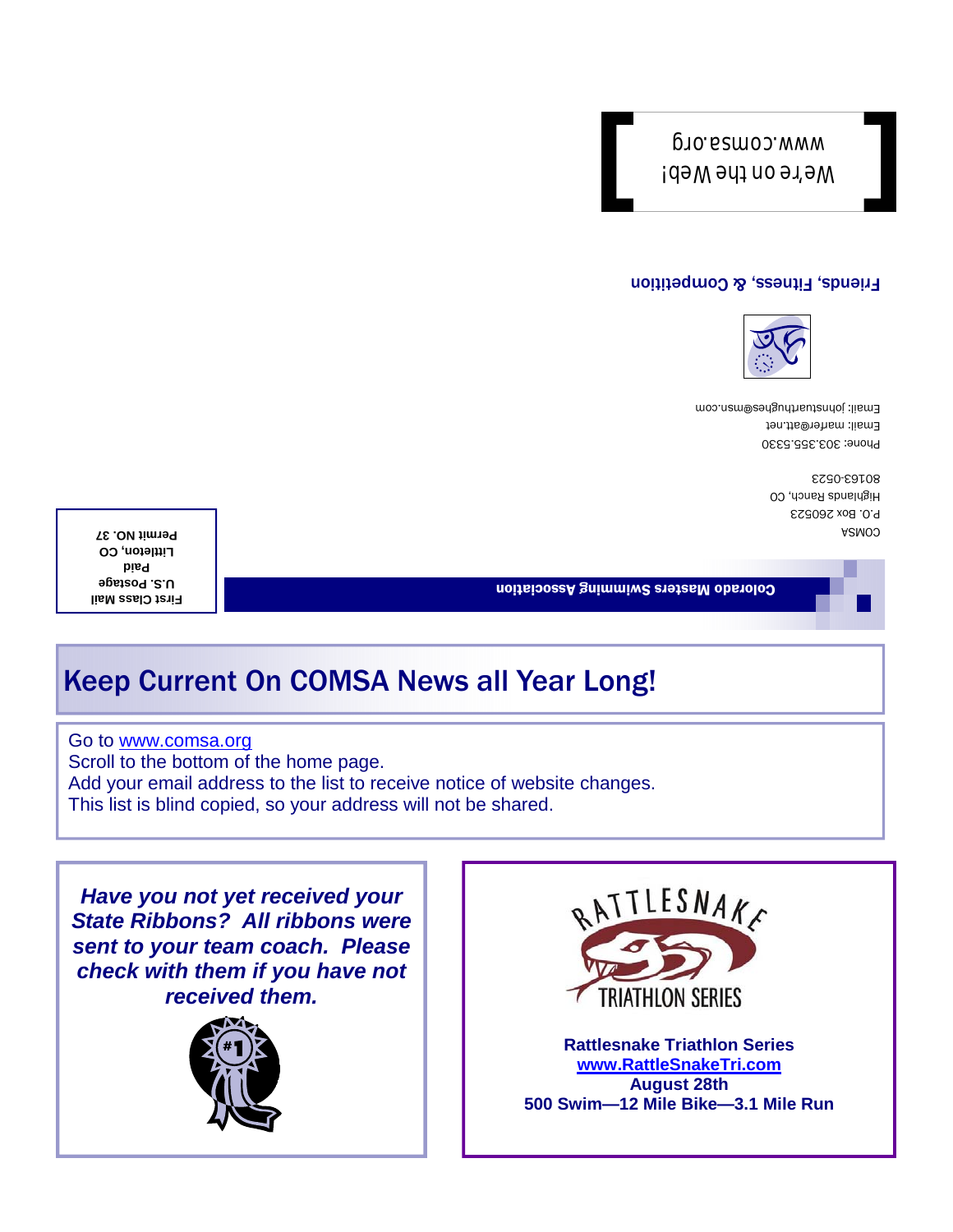We're on the Web!
www.comsa.org

**Friends, Fitness, & Competition**

Email: johnstuarthughes@msn.com
Email: marfer@att.net
Phone: 303.355.5330

COMSA
P.O. Box 260523
Highlands Ranch, CO
80163-0523

**First Class Mail**
**U.S. Postage**
**Paid**
**Littleton, CO**
**Permit NO. 37**

**Colorado Masters Swimming Association**

## Keep Current On COMSA News all Year Long!

Go to www.comsa.org
Scroll to the bottom of the home page.
Add your email address to the list to receive notice of website changes.
This list is blind copied, so your address will not be shared.

***Have you not yet received your State Ribbons? All ribbons were sent to your team coach. Please check with them if you have not received them.***

RATTLESNAKE TRIATHLON SERIES

**Rattlesnake Triathlon Series**
**www.RattleSnakeTri.com**
**August 28th**
**500 Swim—12 Mile Bike—3.1 Mile Run**